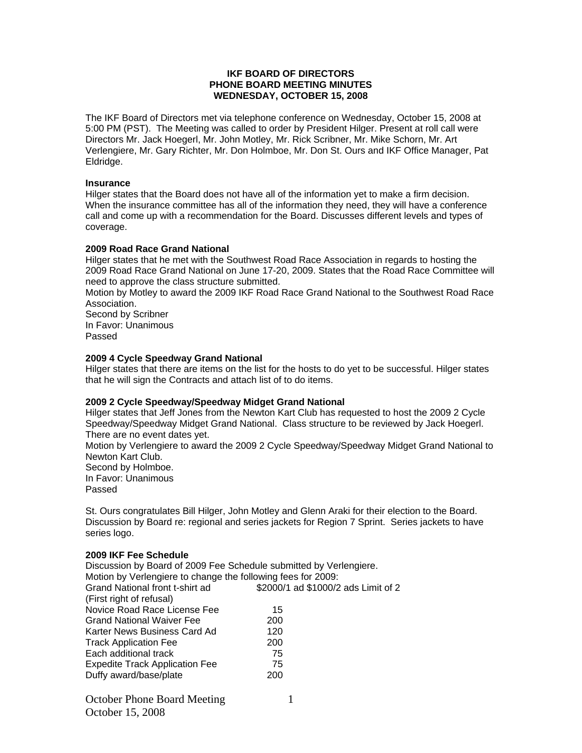**IKF BOARD OF DIRECTORS**
**PHONE BOARD MEETING MINUTES**
**WEDNESDAY, OCTOBER 15, 2008**

The IKF Board of Directors met via telephone conference on Wednesday, October 15, 2008 at 5:00 PM (PST). The Meeting was called to order by President Hilger. Present at roll call were Directors Mr. Jack Hoegerl, Mr. John Motley, Mr. Rick Scribner, Mr. Mike Schorn, Mr. Art Verlengiere, Mr. Gary Richter, Mr. Don Holmboe, Mr. Don St. Ours and IKF Office Manager, Pat Eldridge.

**Insurance**

Hilger states that the Board does not have all of the information yet to make a firm decision. When the insurance committee has all of the information they need, they will have a conference call and come up with a recommendation for the Board. Discusses different levels and types of coverage.

**2009 Road Race Grand National**

Hilger states that he met with the Southwest Road Race Association in regards to hosting the 2009 Road Race Grand National on June 17-20, 2009. States that the Road Race Committee will need to approve the class structure submitted.
Motion by Motley to award the 2009 IKF Road Race Grand National to the Southwest Road Race Association.
Second by Scribner
In Favor: Unanimous
Passed

**2009 4 Cycle Speedway Grand National**

Hilger states that there are items on the list for the hosts to do yet to be successful. Hilger states that he will sign the Contracts and attach list of to do items.

**2009 2 Cycle Speedway/Speedway Midget Grand National**

Hilger states that Jeff Jones from the Newton Kart Club has requested to host the 2009 2 Cycle Speedway/Speedway Midget Grand National. Class structure to be reviewed by Jack Hoegerl. There are no event dates yet.
Motion by Verlengiere to award the 2009 2 Cycle Speedway/Speedway Midget Grand National to Newton Kart Club.
Second by Holmboe.
In Favor: Unanimous
Passed

St. Ours congratulates Bill Hilger, John Motley and Glenn Araki for their election to the Board. Discussion by Board re: regional and series jackets for Region 7 Sprint. Series jackets to have series logo.

**2009 IKF Fee Schedule**

Discussion by Board of 2009 Fee Schedule submitted by Verlengiere.
Motion by Verlengiere to change the following fees for 2009:

| | |
|---|---|
| Grand National front t-shirt ad (First right of refusal) | $2000/1 ad $1000/2 ads Limit of 2 |
| Novice Road Race License Fee | 15 |
| Grand National Waiver Fee | 200 |
| Karter News Business Card Ad | 120 |
| Track Application Fee | 200 |
| Each additional track | 75 |
| Expedite Track Application Fee | 75 |
| Duffy award/base/plate | 200 |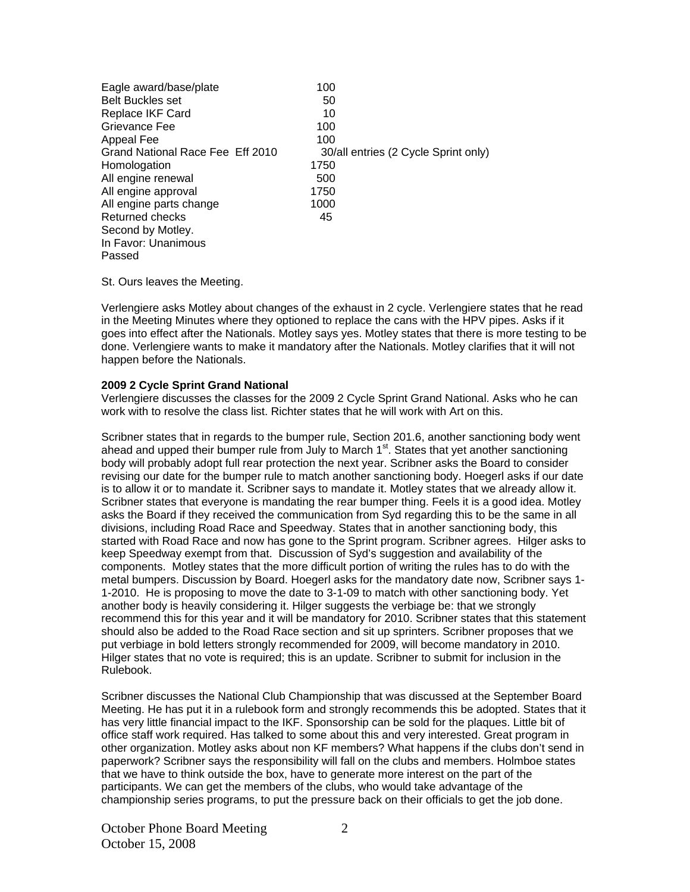| | |
|---|---|
| Eagle award/base/plate | 100 |
| Belt Buckles set | 50 |
| Replace IKF Card | 10 |
| Grievance Fee | 100 |
| Appeal Fee | 100 |
| Grand National Race Fee Eff 2010 | 30/all entries (2 Cycle Sprint only) |
| Homologation | 1750 |
| All engine renewal | 500 |
| All engine approval | 1750 |
| All engine parts change | 1000 |
| Returned checks | 45 |

Second by Motley.
In Favor: Unanimous
Passed

St. Ours leaves the Meeting.

Verlengiere asks Motley about changes of the exhaust in 2 cycle. Verlengiere states that he read in the Meeting Minutes where they optioned to replace the cans with the HPV pipes. Asks if it goes into effect after the Nationals. Motley says yes. Motley states that there is more testing to be done. Verlengiere wants to make it mandatory after the Nationals. Motley clarifies that it will not happen before the Nationals.

**2009 2 Cycle Sprint Grand National**

Verlengiere discusses the classes for the 2009 2 Cycle Sprint Grand National. Asks who he can work with to resolve the class list. Richter states that he will work with Art on this.

Scribner states that in regards to the bumper rule, Section 201.6, another sanctioning body went ahead and upped their bumper rule from July to March 1st. States that yet another sanctioning body will probably adopt full rear protection the next year. Scribner asks the Board to consider revising our date for the bumper rule to match another sanctioning body. Hoegerl asks if our date is to allow it or to mandate it. Scribner says to mandate it. Motley states that we already allow it. Scribner states that everyone is mandating the rear bumper thing. Feels it is a good idea. Motley asks the Board if they received the communication from Syd regarding this to be the same in all divisions, including Road Race and Speedway. States that in another sanctioning body, this started with Road Race and now has gone to the Sprint program. Scribner agrees. Hilger asks to keep Speedway exempt from that. Discussion of Syd's suggestion and availability of the components. Motley states that the more difficult portion of writing the rules has to do with the metal bumpers. Discussion by Board. Hoegerl asks for the mandatory date now, Scribner says 1-1-2010. He is proposing to move the date to 3-1-09 to match with other sanctioning body. Yet another body is heavily considering it. Hilger suggests the verbiage be: that we strongly recommend this for this year and it will be mandatory for 2010. Scribner states that this statement should also be added to the Road Race section and sit up sprinters. Scribner proposes that we put verbiage in bold letters strongly recommended for 2009, will become mandatory in 2010. Hilger states that no vote is required; this is an update. Scribner to submit for inclusion in the Rulebook.

Scribner discusses the National Club Championship that was discussed at the September Board Meeting. He has put it in a rulebook form and strongly recommends this be adopted. States that it has very little financial impact to the IKF. Sponsorship can be sold for the plaques. Little bit of office staff work required. Has talked to some about this and very interested. Great program in other organization. Motley asks about non KF members? What happens if the clubs don't send in paperwork? Scribner says the responsibility will fall on the clubs and members. Holmboe states that we have to think outside the box, have to generate more interest on the part of the participants. We can get the members of the clubs, who would take advantage of the championship series programs, to put the pressure back on their officials to get the job done.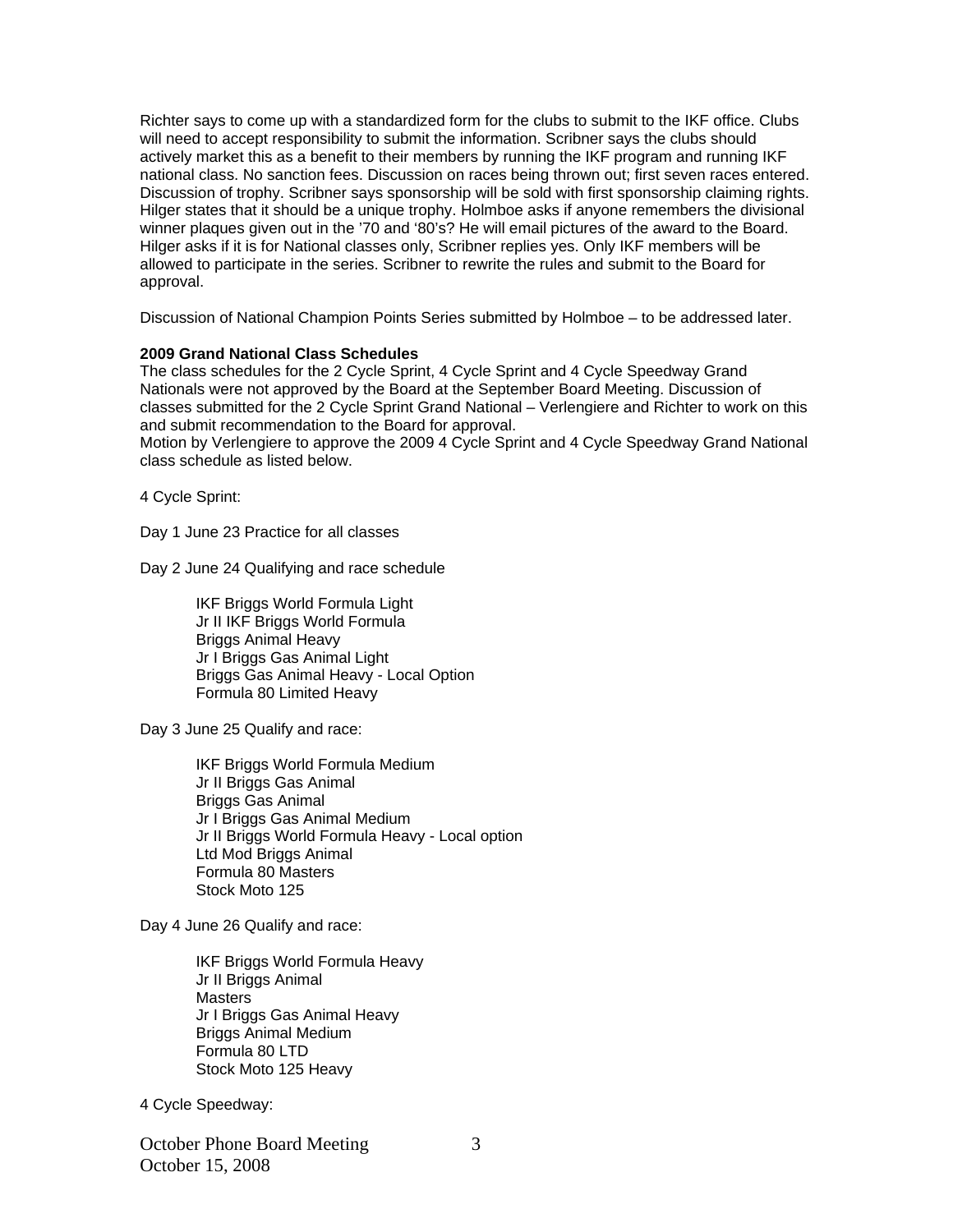Richter says to come up with a standardized form for the clubs to submit to the IKF office. Clubs will need to accept responsibility to submit the information. Scribner says the clubs should actively market this as a benefit to their members by running the IKF program and running IKF national class. No sanction fees. Discussion on races being thrown out; first seven races entered. Discussion of trophy. Scribner says sponsorship will be sold with first sponsorship claiming rights. Hilger states that it should be a unique trophy. Holmboe asks if anyone remembers the divisional winner plaques given out in the ’70 and ‘80’s? He will email pictures of the award to the Board. Hilger asks if it is for National classes only, Scribner replies yes. Only IKF members will be allowed to participate in the series. Scribner to rewrite the rules and submit to the Board for approval.

Discussion of National Champion Points Series submitted by Holmboe – to be addressed later.

**2009 Grand National Class Schedules**

The class schedules for the 2 Cycle Sprint, 4 Cycle Sprint and 4 Cycle Speedway Grand Nationals were not approved by the Board at the September Board Meeting. Discussion of classes submitted for the 2 Cycle Sprint Grand National – Verlengiere and Richter to work on this and submit recommendation to the Board for approval.

Motion by Verlengiere to approve the 2009 4 Cycle Sprint and 4 Cycle Speedway Grand National class schedule as listed below.

4 Cycle Sprint:

Day 1 June 23 Practice for all classes

Day 2 June 24 Qualifying and race schedule

- IKF Briggs World Formula Light
- Jr II IKF Briggs World Formula
- Briggs Animal Heavy
- Jr I Briggs Gas Animal Light
- Briggs Gas Animal Heavy - Local Option
- Formula 80 Limited Heavy

Day 3 June 25 Qualify and race:

- IKF Briggs World Formula Medium
- Jr II Briggs Gas Animal
- Briggs Gas Animal
- Jr I Briggs Gas Animal Medium
- Jr II Briggs World Formula Heavy - Local option
- Ltd Mod Briggs Animal
- Formula 80 Masters
- Stock Moto 125

Day 4 June 26 Qualify and race:

- IKF Briggs World Formula Heavy
- Jr II Briggs Animal
- Masters
- Jr I Briggs Gas Animal Heavy
- Briggs Animal Medium
- Formula 80 LTD
- Stock Moto 125 Heavy

4 Cycle Speedway: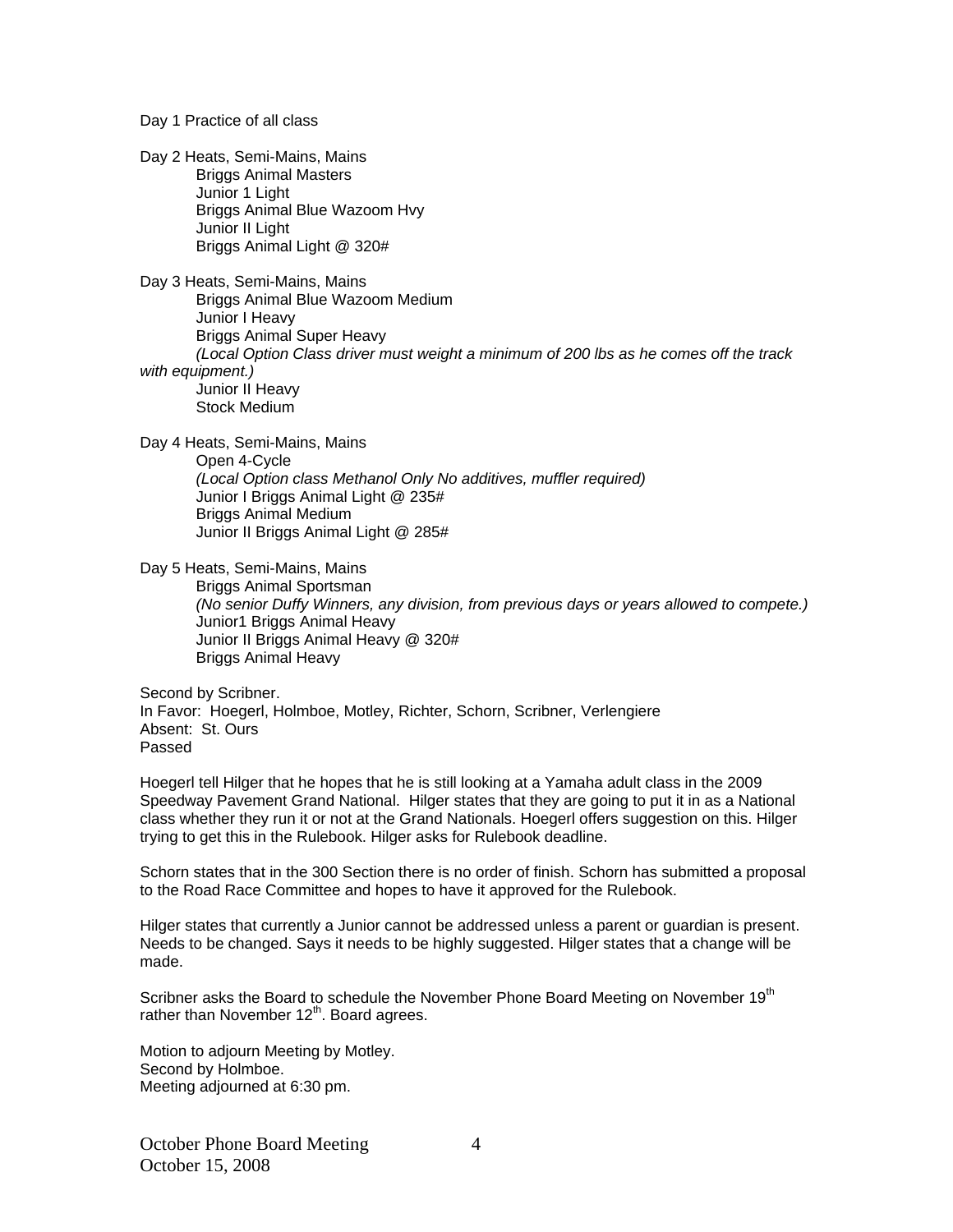Day 1 Practice of all class

Day 2 Heats, Semi-Mains, Mains
    Briggs Animal Masters
    Junior 1 Light
    Briggs Animal Blue Wazoom Hvy
    Junior II Light
    Briggs Animal Light @ 320#

Day 3 Heats, Semi-Mains, Mains
    Briggs Animal Blue Wazoom Medium
    Junior I Heavy
    Briggs Animal Super Heavy
    *(Local Option Class driver must weight a minimum of 200 lbs as he comes off the track with equipment.)*
    Junior II Heavy
    Stock Medium

Day 4 Heats, Semi-Mains, Mains
    Open 4-Cycle
    *(Local Option class Methanol Only No additives, muffler required)*
    Junior I Briggs Animal Light @ 235#
    Briggs Animal Medium
    Junior II Briggs Animal Light @ 285#

Day 5 Heats, Semi-Mains, Mains
    Briggs Animal Sportsman
    *(No senior Duffy Winners, any division, from previous days or years allowed to compete.)*
    Junior1 Briggs Animal Heavy
    Junior II Briggs Animal Heavy @ 320#
    Briggs Animal Heavy

Second by Scribner.
In Favor: Hoegerl, Holmboe, Motley, Richter, Schorn, Scribner, Verlengiere
Absent: St. Ours
Passed

Hoegerl tell Hilger that he hopes that he is still looking at a Yamaha adult class in the 2009 Speedway Pavement Grand National. Hilger states that they are going to put it in as a National class whether they run it or not at the Grand Nationals. Hoegerl offers suggestion on this. Hilger trying to get this in the Rulebook. Hilger asks for Rulebook deadline.

Schorn states that in the 300 Section there is no order of finish. Schorn has submitted a proposal to the Road Race Committee and hopes to have it approved for the Rulebook.

Hilger states that currently a Junior cannot be addressed unless a parent or guardian is present. Needs to be changed. Says it needs to be highly suggested. Hilger states that a change will be made.

Scribner asks the Board to schedule the November Phone Board Meeting on November 19th rather than November 12th. Board agrees.

Motion to adjourn Meeting by Motley.
Second by Holmboe.
Meeting adjourned at 6:30 pm.